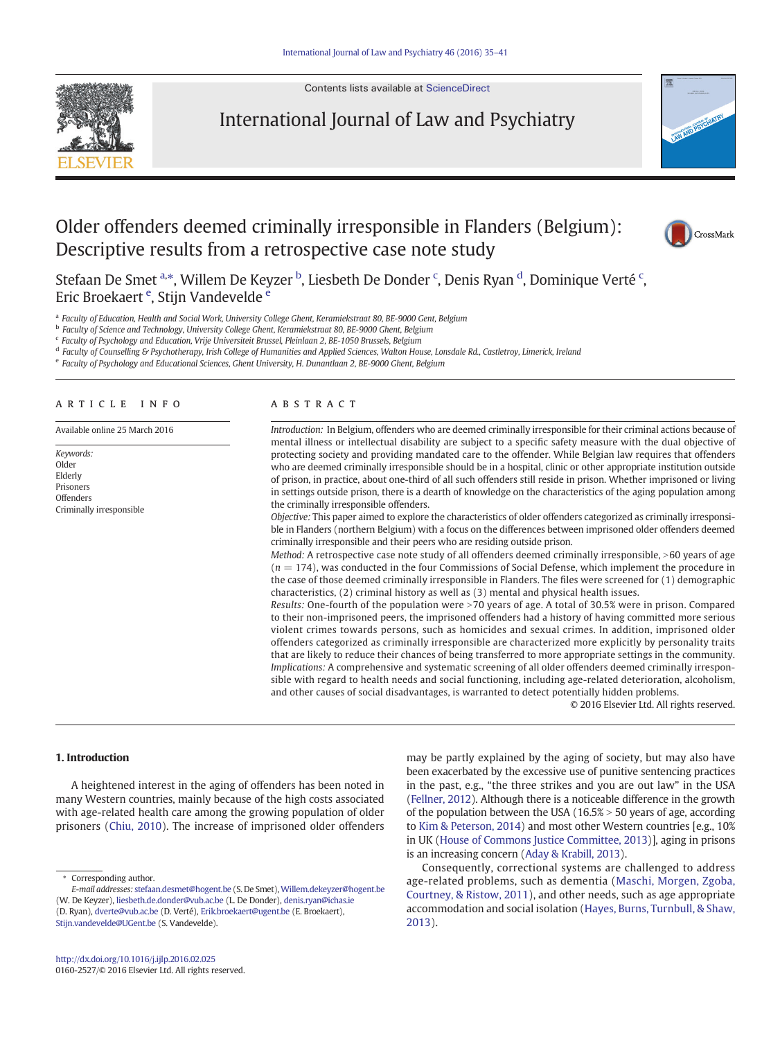Contents lists available at ScienceDirect

International Journal of Law and Psychiatry

# Older offenders deemed criminally irresponsible in Flanders (Belgium): Descriptive results from a retrospective case note study

Stefaan De Smet [a,*], Willem De Keyzer [b], Liesbeth De Donder [c], Denis Ryan [d], Dominique Verté [c], Eric Broekaert [e], Stijn Vandevelde [e]

[a] Faculty of Education, Health and Social Work, University College Ghent, Keramiekstraat 80, BE-9000 Gent, Belgium
[b] Faculty of Science and Technology, University College Ghent, Keramiekstraat 80, BE-9000 Ghent, Belgium
[c] Faculty of Psychology and Education, Vrije Universiteit Brussel, Pleinlaan 2, BE-1050 Brussels, Belgium
[d] Faculty of Counselling & Psychotherapy, Irish College of Humanities and Applied Sciences, Walton House, Lonsdale Rd., Castletroy, Limerick, Ireland
[e] Faculty of Psychology and Educational Sciences, Ghent University, H. Dunantlaan 2, BE-9000 Ghent, Belgium

## ARTICLE INFO

Available online 25 March 2016

*Keywords:*
Older
Elderly
Prisoners
Offenders
Criminally irresponsible

## ABSTRACT

*Introduction:* In Belgium, offenders who are deemed criminally irresponsible for their criminal actions because of mental illness or intellectual disability are subject to a specific safety measure with the dual objective of protecting society and providing mandated care to the offender. While Belgian law requires that offenders who are deemed criminally irresponsible should be in a hospital, clinic or other appropriate institution outside of prison, in practice, about one-third of all such offenders still reside in prison. Whether imprisoned or living in settings outside prison, there is a dearth of knowledge on the characteristics of the aging population among the criminally irresponsible offenders.

*Objective:* This paper aimed to explore the characteristics of older offenders categorized as criminally irresponsible in Flanders (northern Belgium) with a focus on the differences between imprisoned older offenders deemed criminally irresponsible and their peers who are residing outside prison.

*Method:* A retrospective case note study of all offenders deemed criminally irresponsible, >60 years of age ($n = 174$), was conducted in the four Commissions of Social Defense, which implement the procedure in the case of those deemed criminally irresponsible in Flanders. The files were screened for (1) demographic characteristics, (2) criminal history as well as (3) mental and physical health issues.

*Results:* One-fourth of the population were >70 years of age. A total of 30.5% were in prison. Compared to their non-imprisoned peers, the imprisoned offenders had a history of having committed more serious violent crimes towards persons, such as homicides and sexual crimes. In addition, imprisoned older offenders categorized as criminally irresponsible are characterized more explicitly by personality traits that are likely to reduce their chances of being transferred to more appropriate settings in the community.

*Implications:* A comprehensive and systematic screening of all older offenders deemed criminally irresponsible with regard to health needs and social functioning, including age-related deterioration, alcoholism, and other causes of social disadvantages, is warranted to detect potentially hidden problems.

© 2016 Elsevier Ltd. All rights reserved.

## 1. Introduction

A heightened interest in the aging of offenders has been noted in many Western countries, mainly because of the high costs associated with age-related health care among the growing population of older prisoners (Chiu, 2010). The increase of imprisoned older offenders may be partly explained by the aging of society, but may also have been exacerbated by the excessive use of punitive sentencing practices in the past, e.g., "the three strikes and you are out law" in the USA (Fellner, 2012). Although there is a noticeable difference in the growth of the population between the USA (16.5% > 50 years of age, according to Kim & Peterson, 2014) and most other Western countries [e.g., 10% in UK (House of Commons Justice Committee, 2013)], aging in prisons is an increasing concern (Aday & Krabill, 2013).

Consequently, correctional systems are challenged to address age-related problems, such as dementia (Maschi, Morgen, Zgoba, Courtney, & Ristow, 2011), and other needs, such as age appropriate accommodation and social isolation (Hayes, Burns, Turnbull, & Shaw, 2013).

* Corresponding author.
*E-mail addresses:* stefaan.desmet@hogent.be (S. De Smet), Willem.dekeyzer@hogent.be (W. De Keyzer), liesbeth.de.donder@vub.ac.be (L. De Donder), denis.ryan@ichas.ie (D. Ryan), dverte@vub.ac.be (D. Verté), Erik.broekaert@ugent.be (E. Broekaert), Stijn.vandevelde@UGent.be (S. Vandevelde).

http://dx.doi.org/10.1016/j.ijlp.2016.02.025
0160-2527/© 2016 Elsevier Ltd. All rights reserved.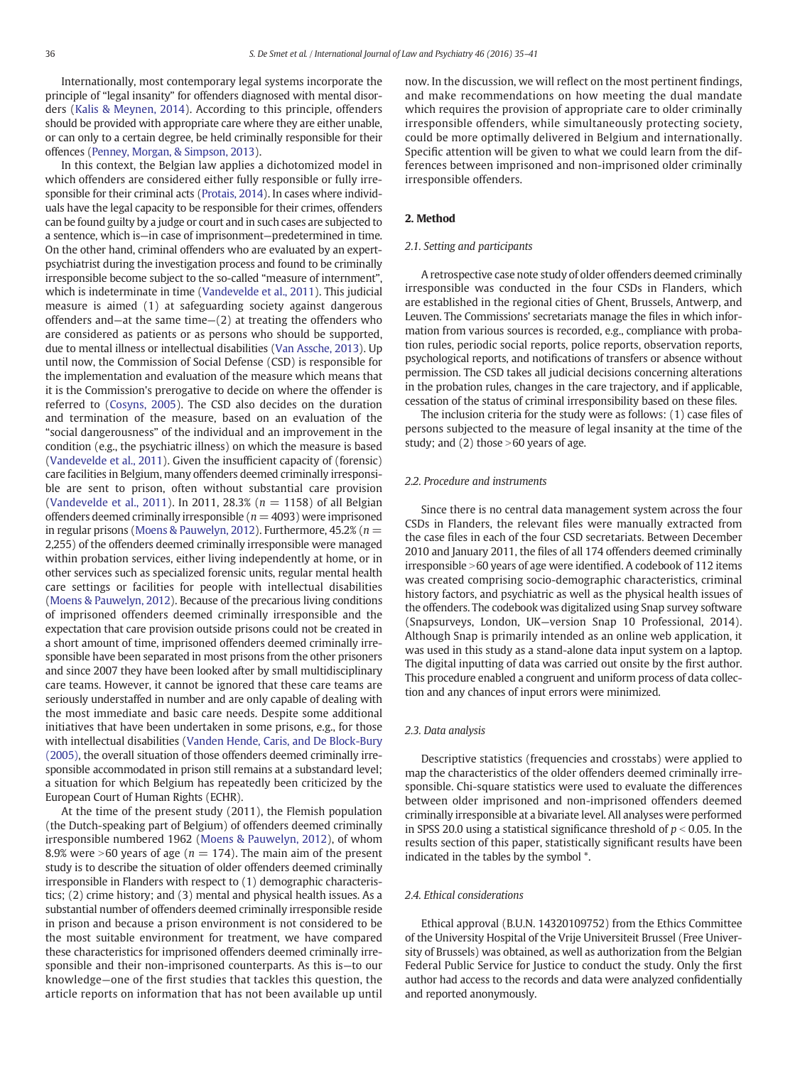Internationally, most contemporary legal systems incorporate the principle of "legal insanity" for offenders diagnosed with mental disorders (Kalis & Meynen, 2014). According to this principle, offenders should be provided with appropriate care where they are either unable, or can only to a certain degree, be held criminally responsible for their offences (Penney, Morgan, & Simpson, 2013).

In this context, the Belgian law applies a dichotomized model in which offenders are considered either fully responsible or fully irresponsible for their criminal acts (Protais, 2014). In cases where individuals have the legal capacity to be responsible for their crimes, offenders can be found guilty by a judge or court and in such cases are subjected to a sentence, which is—in case of imprisonment—predetermined in time. On the other hand, criminal offenders who are evaluated by an expert-psychiatrist during the investigation process and found to be criminally irresponsible become subject to the so-called "measure of internment", which is indeterminate in time (Vandevelde et al., 2011). This judicial measure is aimed (1) at safeguarding society against dangerous offenders and—at the same time—(2) at treating the offenders who are considered as patients or as persons who should be supported, due to mental illness or intellectual disabilities (Van Assche, 2013). Up until now, the Commission of Social Defense (CSD) is responsible for the implementation and evaluation of the measure which means that it is the Commission's prerogative to decide on where the offender is referred to (Cosyns, 2005). The CSD also decides on the duration and termination of the measure, based on an evaluation of the "social dangerousness" of the individual and an improvement in the condition (e.g., the psychiatric illness) on which the measure is based (Vandevelde et al., 2011). Given the insufficient capacity of (forensic) care facilities in Belgium, many offenders deemed criminally irresponsible are sent to prison, often without substantial care provision (Vandevelde et al., 2011). In 2011, 28.3% ($n = 1158$) of all Belgian offenders deemed criminally irresponsible ($n = 4093$) were imprisoned in regular prisons (Moens & Pauwelyn, 2012). Furthermore, 45.2% ($n = 2,255$) of the offenders deemed criminally irresponsible were managed within probation services, either living independently at home, or in other services such as specialized forensic units, regular mental health care settings or facilities for people with intellectual disabilities (Moens & Pauwelyn, 2012). Because of the precarious living conditions of imprisoned offenders deemed criminally irresponsible and the expectation that care provision outside prisons could not be created in a short amount of time, imprisoned offenders deemed criminally irresponsible have been separated in most prisons from the other prisoners and since 2007 they have been looked after by small multidisciplinary care teams. However, it cannot be ignored that these care teams are seriously understaffed in number and are only capable of dealing with the most immediate and basic care needs. Despite some additional initiatives that have been undertaken in some prisons, e.g., for those with intellectual disabilities (Vanden Hende, Caris, and De Block-Bury (2005), the overall situation of those offenders deemed criminally irresponsible accommodated in prison still remains at a substandard level; a situation for which Belgium has repeatedly been criticized by the European Court of Human Rights (ECHR).

At the time of the present study (2011), the Flemish population (the Dutch-speaking part of Belgium) of offenders deemed criminally irresponsible numbered 1962 (Moens & Pauwelyn, 2012), of whom 8.9% were >60 years of age ($n = 174$). The main aim of the present study is to describe the situation of older offenders deemed criminally irresponsible in Flanders with respect to (1) demographic characteristics; (2) crime history; and (3) mental and physical health issues. As a substantial number of offenders deemed criminally irresponsible reside in prison and because a prison environment is not considered to be the most suitable environment for treatment, we have compared these characteristics for imprisoned offenders deemed criminally irresponsible and their non-imprisoned counterparts. As this is—to our knowledge—one of the first studies that tackles this question, the article reports on information that has not been available up until now. In the discussion, we will reflect on the most pertinent findings, and make recommendations on how meeting the dual mandate which requires the provision of appropriate care to older criminally irresponsible offenders, while simultaneously protecting society, could be more optimally delivered in Belgium and internationally. Specific attention will be given to what we could learn from the differences between imprisoned and non-imprisoned older criminally irresponsible offenders.

## 2. Method

### 2.1. Setting and participants

A retrospective case note study of older offenders deemed criminally irresponsible was conducted in the four CSDs in Flanders, which are established in the regional cities of Ghent, Brussels, Antwerp, and Leuven. The Commissions' secretariats manage the files in which information from various sources is recorded, e.g., compliance with probation rules, periodic social reports, police reports, observation reports, psychological reports, and notifications of transfers or absence without permission. The CSD takes all judicial decisions concerning alterations in the probation rules, changes in the care trajectory, and if applicable, cessation of the status of criminal irresponsibility based on these files.

The inclusion criteria for the study were as follows: (1) case files of persons subjected to the measure of legal insanity at the time of the study; and (2) those >60 years of age.

### 2.2. Procedure and instruments

Since there is no central data management system across the four CSDs in Flanders, the relevant files were manually extracted from the case files in each of the four CSD secretariats. Between December 2010 and January 2011, the files of all 174 offenders deemed criminally irresponsible >60 years of age were identified. A codebook of 112 items was created comprising socio-demographic characteristics, criminal history factors, and psychiatric as well as the physical health issues of the offenders. The codebook was digitalized using Snap survey software (Snapsurveys, London, UK—version Snap 10 Professional, 2014). Although Snap is primarily intended as an online web application, it was used in this study as a stand-alone data input system on a laptop. The digital inputting of data was carried out onsite by the first author. This procedure enabled a congruent and uniform process of data collection and any chances of input errors were minimized.

### 2.3. Data analysis

Descriptive statistics (frequencies and crosstabs) were applied to map the characteristics of the older offenders deemed criminally irresponsible. Chi-square statistics were used to evaluate the differences between older imprisoned and non-imprisoned offenders deemed criminally irresponsible at a bivariate level. All analyses were performed in SPSS 20.0 using a statistical significance threshold of $p < 0.05$. In the results section of this paper, statistically significant results have been indicated in the tables by the symbol *.

### 2.4. Ethical considerations

Ethical approval (B.U.N. 14320109752) from the Ethics Committee of the University Hospital of the Vrije Universiteit Brussel (Free University of Brussels) was obtained, as well as authorization from the Belgian Federal Public Service for Justice to conduct the study. Only the first author had access to the records and data were analyzed confidentially and reported anonymously.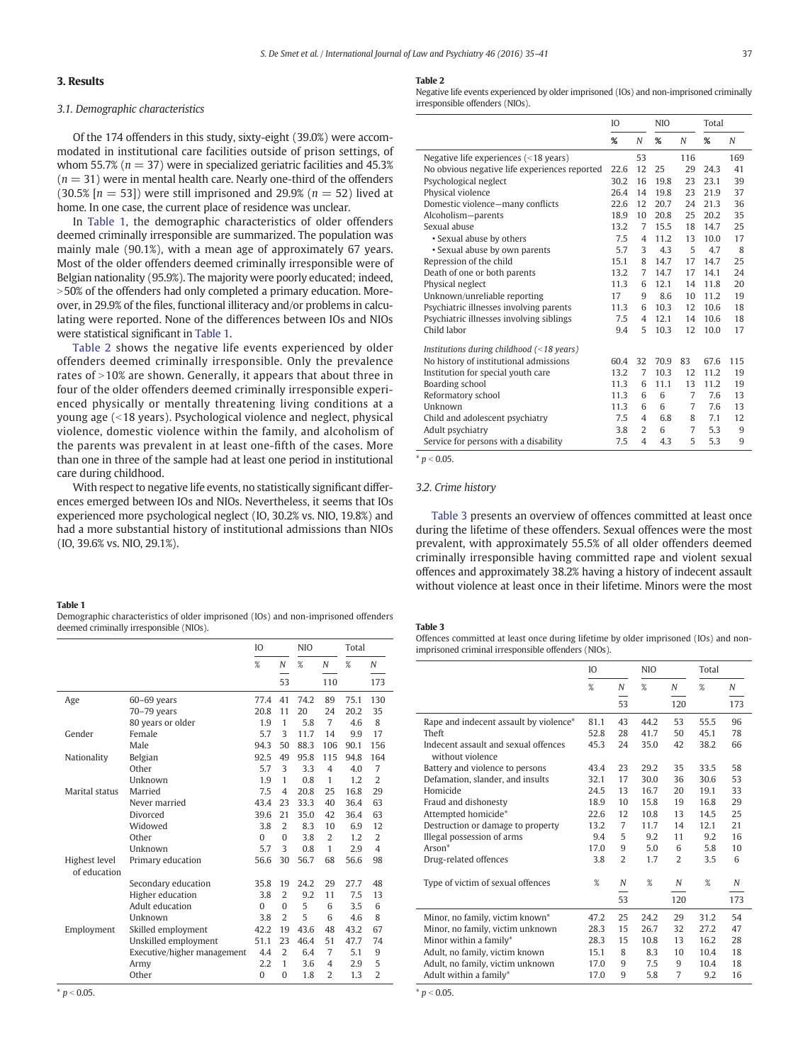## 3. Results

### 3.1. Demographic characteristics

Of the 174 offenders in this study, sixty-eight (39.0%) were accommodated in institutional care facilities outside of prison settings, of whom 55.7% ($n = 37$) were in specialized geriatric facilities and 45.3% ($n = 31$) were in mental health care. Nearly one-third of the offenders (30.5% [$n = 53$]) were still imprisoned and 29.9% ($n = 52$) lived at home. In one case, the current place of residence was unclear.

In Table 1, the demographic characteristics of older offenders deemed criminally irresponsible are summarized. The population was mainly male (90.1%), with a mean age of approximately 67 years. Most of the older offenders deemed criminally irresponsible were of Belgian nationality (95.9%). The majority were poorly educated; indeed, >50% of the offenders had only completed a primary education. Moreover, in 29.9% of the files, functional illiteracy and/or problems in calculating were reported. None of the differences between IOs and NIOs were statistical significant in Table 1.

Table 2 shows the negative life events experienced by older offenders deemed criminally irresponsible. Only the prevalence rates of >10% are shown. Generally, it appears that about three in four of the older offenders deemed criminally irresponsible experienced physically or mentally threatening living conditions at a young age (<18 years). Psychological violence and neglect, physical violence, domestic violence within the family, and alcoholism of the parents was prevalent in at least one-fifth of the cases. More than one in three of the sample had at least one period in institutional care during childhood.

With respect to negative life events, no statistically significant differences emerged between IOs and NIOs. Nevertheless, it seems that IOs experienced more psychological neglect (IO, 30.2% vs. NIO, 19.8%) and had a more substantial history of institutional admissions than NIOs (IO, 39.6% vs. NIO, 29.1%).

**Table 1**
Demographic characteristics of older imprisoned (IOs) and non-imprisoned offenders deemed criminally irresponsible (NIOs).

| | | IO | | NIO | | Total | |
|---|---|---|---|---|---|---|---|
| | | % | N | % | N | % | N |
| | | | 53 | | 110 | | 173 |
| Age | 60–69 years | 77.4 | 41 | 74.2 | 89 | 75.1 | 130 |
| | 70–79 years | 20.8 | 11 | 20 | 24 | 20.2 | 35 |
| | 80 years or older | 1.9 | 1 | 5.8 | 7 | 4.6 | 8 |
| Gender | Female | 5.7 | 3 | 11.7 | 14 | 9.9 | 17 |
| | Male | 94.3 | 50 | 88.3 | 106 | 90.1 | 156 |
| Nationality | Belgian | 92.5 | 49 | 95.8 | 115 | 94.8 | 164 |
| | Other | 5.7 | 3 | 3.3 | 4 | 4.0 | 7 |
| | Unknown | 1.9 | 1 | 0.8 | 1 | 1.2 | 2 |
| Marital status | Married | 7.5 | 4 | 20.8 | 25 | 16.8 | 29 |
| | Never married | 43.4 | 23 | 33.3 | 40 | 36.4 | 63 |
| | Divorced | 39.6 | 21 | 35.0 | 42 | 36.4 | 63 |
| | Widowed | 3.8 | 2 | 8.3 | 10 | 6.9 | 12 |
| | Other | 0 | 0 | 3.8 | 2 | 1.2 | 2 |
| | Unknown | 5.7 | 3 | 0.8 | 1 | 2.9 | 4 |
| Highest level of education | Primary education | 56.6 | 30 | 56.7 | 68 | 56.6 | 98 |
| | Secondary education | 35.8 | 19 | 24.2 | 29 | 27.7 | 48 |
| | Higher education | 3.8 | 2 | 9.2 | 11 | 7.5 | 13 |
| | Adult education | 0 | 0 | 5 | 6 | 3.5 | 6 |
| | Unknown | 3.8 | 2 | 5 | 6 | 4.6 | 8 |
| Employment | Skilled employment | 42.2 | 19 | 43.6 | 48 | 43.2 | 67 |
| | Unskilled employment | 51.1 | 23 | 46.4 | 51 | 47.7 | 74 |
| | Executive/higher management | 4.4 | 2 | 6.4 | 7 | 5.1 | 9 |
| | Army | 2.2 | 1 | 3.6 | 4 | 2.9 | 5 |
| | Other | 0 | 0 | 1.8 | 2 | 1.3 | 2 |

* $p < 0.05$.

**Table 2**
Negative life events experienced by older imprisoned (IOs) and non-imprisoned criminally irresponsible offenders (NIOs).

| | IO | | NIO | | Total | |
|---|---|---|---|---|---|---|
| | % | N | % | N | % | N |
| Negative life experiences (<18 years) | | 53 | | 116 | | 169 |
| No obvious negative life experiences reported | 22.6 | 12 | 25 | 29 | 24.3 | 41 |
| Psychological neglect | 30.2 | 16 | 19.8 | 23 | 23.1 | 39 |
| Physical violence | 26.4 | 14 | 19.8 | 23 | 21.9 | 37 |
| Domestic violence—many conflicts | 22.6 | 12 | 20.7 | 24 | 21.3 | 36 |
| Alcoholism—parents | 18.9 | 10 | 20.8 | 25 | 20.2 | 35 |
| Sexual abuse | 13.2 | 7 | 15.5 | 18 | 14.7 | 25 |
| • Sexual abuse by others | 7.5 | 4 | 11.2 | 13 | 10.0 | 17 |
| • Sexual abuse by own parents | 5.7 | 3 | 4.3 | 5 | 4.7 | 8 |
| Repression of the child | 15.1 | 8 | 14.7 | 17 | 14.7 | 25 |
| Death of one or both parents | 13.2 | 7 | 14.7 | 17 | 14.1 | 24 |
| Physical neglect | 11.3 | 6 | 12.1 | 14 | 11.8 | 20 |
| Unknown/unreliable reporting | 17 | 9 | 8.6 | 10 | 11.2 | 19 |
| Psychiatric illnesses involving parents | 11.3 | 6 | 10.3 | 12 | 10.6 | 18 |
| Psychiatric illnesses involving siblings | 7.5 | 4 | 12.1 | 14 | 10.6 | 18 |
| Child labor | 9.4 | 5 | 10.3 | 12 | 10.0 | 17 |
| *Institutions during childhood (<18 years)* | | | | | | |
| No history of institutional admissions | 60.4 | 32 | 70.9 | 83 | 67.6 | 115 |
| Institution for special youth care | 13.2 | 7 | 10.3 | 12 | 11.2 | 19 |
| Boarding school | 11.3 | 6 | 11.1 | 13 | 11.2 | 19 |
| Reformatory school | 11.3 | 6 | 6 | 7 | 7.6 | 13 |
| Unknown | 11.3 | 6 | 6 | 7 | 7.6 | 13 |
| Child and adolescent psychiatry | 7.5 | 4 | 6.8 | 8 | 7.1 | 12 |
| Adult psychiatry | 3.8 | 2 | 6 | 7 | 5.3 | 9 |
| Service for persons with a disability | 7.5 | 4 | 4.3 | 5 | 5.3 | 9 |

* $p < 0.05$.

### 3.2. Crime history

Table 3 presents an overview of offences committed at least once during the lifetime of these offenders. Sexual offences were the most prevalent, with approximately 55.5% of all older offenders deemed criminally irresponsible having committed rape and violent sexual offences and approximately 38.2% having a history of indecent assault without violence at least once in their lifetime. Minors were the most

**Table 3**
Offences committed at least once during lifetime by older imprisoned (IOs) and non-imprisoned criminal irresponsible offenders (NIOs).

| | IO | | NIO | | Total | |
|---|---|---|---|---|---|---|
| | % | N | % | N | % | N |
| | | 53 | | 120 | | 173 |
| Rape and indecent assault by violence* | 81.1 | 43 | 44.2 | 53 | 55.5 | 96 |
| Theft | 52.8 | 28 | 41.7 | 50 | 45.1 | 78 |
| Indecent assault and sexual offences without violence | 45.3 | 24 | 35.0 | 42 | 38.2 | 66 |
| Battery and violence to persons | 43.4 | 23 | 29.2 | 35 | 33.5 | 58 |
| Defamation, slander, and insults | 32.1 | 17 | 30.0 | 36 | 30.6 | 53 |
| Homicide | 24.5 | 13 | 16.7 | 20 | 19.1 | 33 |
| Fraud and dishonesty | 18.9 | 10 | 15.8 | 19 | 16.8 | 29 |
| Attempted homicide* | 22.6 | 12 | 10.8 | 13 | 14.5 | 25 |
| Destruction or damage to property | 13.2 | 7 | 11.7 | 14 | 12.1 | 21 |
| Illegal possession of arms | 9.4 | 5 | 9.2 | 11 | 9.2 | 16 |
| Arson* | 17.0 | 9 | 5.0 | 6 | 5.8 | 10 |
| Drug-related offences | 3.8 | 2 | 1.7 | 2 | 3.5 | 6 |
| Type of victim of sexual offences | % | N | % | N | % | N |
| | | 53 | | 120 | | 173 |
| Minor, no family, victim known* | 47.2 | 25 | 24.2 | 29 | 31.2 | 54 |
| Minor, no family, victim unknown | 28.3 | 15 | 26.7 | 32 | 27.2 | 47 |
| Minor within a family* | 28.3 | 15 | 10.8 | 13 | 16.2 | 28 |
| Adult, no family, victim known | 15.1 | 8 | 8.3 | 10 | 10.4 | 18 |
| Adult, no family, victim unknown | 17.0 | 9 | 7.5 | 9 | 10.4 | 18 |
| Adult within a family* | 17.0 | 9 | 5.8 | 7 | 9.2 | 16 |

* $p < 0.05$.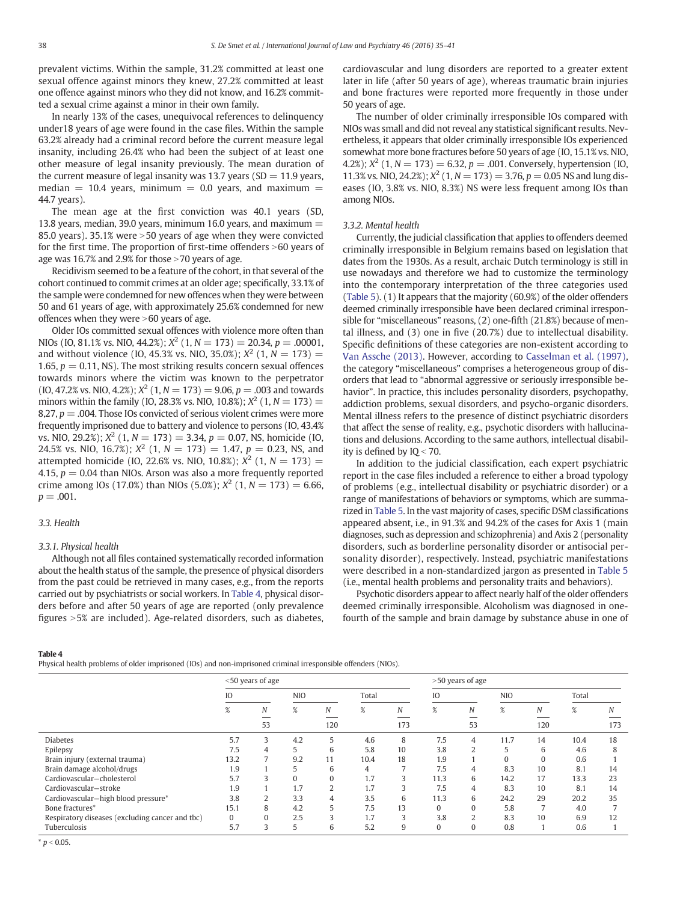prevalent victims. Within the sample, 31.2% committed at least one sexual offence against minors they knew, 27.2% committed at least one offence against minors who they did not know, and 16.2% committed a sexual crime against a minor in their own family.

In nearly 13% of the cases, unequivocal references to delinquency under18 years of age were found in the case files. Within the sample 63.2% already had a criminal record before the current measure legal insanity, including 26.4% who had been the subject of at least one other measure of legal insanity previously. The mean duration of the current measure of legal insanity was 13.7 years (SD = 11.9 years, median = 10.4 years, minimum = 0.0 years, and maximum = 44.7 years).

The mean age at the first conviction was 40.1 years (SD, 13.8 years, median, 39.0 years, minimum 16.0 years, and maximum = 85.0 years). 35.1% were >50 years of age when they were convicted for the first time. The proportion of first-time offenders >60 years of age was 16.7% and 2.9% for those >70 years of age.

Recidivism seemed to be a feature of the cohort, in that several of the cohort continued to commit crimes at an older age; specifically, 33.1% of the sample were condemned for new offences when they were between 50 and 61 years of age, with approximately 25.6% condemned for new offences when they were >60 years of age.

Older IOs committed sexual offences with violence more often than NIOs (IO, 81.1% vs. NIO, 44.2%); $X^2$ (1, $N = 173$) = 20.34, $p = .00001$, and without violence (IO, 45.3% vs. NIO, 35.0%); $X^2$ (1, $N = 173$) = 1.65, $p = 0.11$, NS). The most striking results concern sexual offences towards minors where the victim was known to the perpetrator (IO, 47.2% vs. NIO, 4.2%); $X^2$ (1, $N = 173$) = 9.06, $p = .003$ and towards minors within the family (IO, 28.3% vs. NIO, 10.8%); $X^2$ (1, $N = 173$) = 8,27, $p = .004$. Those IOs convicted of serious violent crimes were more frequently imprisoned due to battery and violence to persons (IO, 43.4% vs. NIO, 29.2%); $X^2$ (1, $N = 173$) = 3.34, $p = 0.07$, NS, homicide (IO, 24.5% vs. NIO, 16.7%); $X^2$ (1, $N = 173$) = 1.47, $p = 0.23$, NS, and attempted homicide (IO, 22.6% vs. NIO, 10.8%); $X^2$ (1, $N = 173$) = 4.15, $p = 0.04$ than NIOs. Arson was also a more frequently reported crime among IOs (17.0%) than NIOs (5.0%); $X^2$ (1, $N = 173$) = 6.66, $p = .001$.

### 3.3. Health

#### 3.3.1. Physical health

Although not all files contained systematically recorded information about the health status of the sample, the presence of physical disorders from the past could be retrieved in many cases, e.g., from the reports carried out by psychiatrists or social workers. In Table 4, physical disorders before and after 50 years of age are reported (only prevalence figures >5% are included). Age-related disorders, such as diabetes, cardiovascular and lung disorders are reported to a greater extent later in life (after 50 years of age), whereas traumatic brain injuries and bone fractures were reported more frequently in those under 50 years of age.

The number of older criminally irresponsible IOs compared with NIOs was small and did not reveal any statistical significant results. Nevertheless, it appears that older criminally irresponsible IOs experienced somewhat more bone fractures before 50 years of age (IO, 15.1% vs. NIO, 4.2%); $X^2$ (1, $N = 173$) = 6.32, $p = .001$. Conversely, hypertension (IO, 11.3% vs. NIO, 24.2%); $X^2$ (1, $N = 173$) = 3.76, $p = 0.05$ NS and lung diseases (IO, 3.8% vs. NIO, 8.3%) NS were less frequent among IOs than among NIOs.

#### 3.3.2. Mental health

Currently, the judicial classification that applies to offenders deemed criminally irresponsible in Belgium remains based on legislation that dates from the 1930s. As a result, archaic Dutch terminology is still in use nowadays and therefore we had to customize the terminology into the contemporary interpretation of the three categories used (Table 5). (1) It appears that the majority (60.9%) of the older offenders deemed criminally irresponsible have been declared criminal irresponsible for "miscellaneous" reasons, (2) one-fifth (21.8%) because of mental illness, and (3) one in five (20.7%) due to intellectual disability. Specific definitions of these categories are non-existent according to Van Assche (2013). However, according to Casselman et al. (1997), the category "miscellaneous" comprises a heterogeneous group of disorders that lead to "abnormal aggressive or seriously irresponsible behavior". In practice, this includes personality disorders, psychopathy, addiction problems, sexual disorders, and psycho-organic disorders. Mental illness refers to the presence of distinct psychiatric disorders that affect the sense of reality, e.g., psychotic disorders with hallucinations and delusions. According to the same authors, intellectual disability is defined by IQ < 70.

In addition to the judicial classification, each expert psychiatric report in the case files included a reference to either a broad typology of problems (e.g., intellectual disability or psychiatric disorder) or a range of manifestations of behaviors or symptoms, which are summarized in Table 5. In the vast majority of cases, specific DSM classifications appeared absent, i.e., in 91.3% and 94.2% of the cases for Axis 1 (main diagnoses, such as depression and schizophrenia) and Axis 2 (personality disorders, such as borderline personality disorder or antisocial personality disorder), respectively. Instead, psychiatric manifestations were described in a non-standardized jargon as presented in Table 5 (i.e., mental health problems and personality traits and behaviors).

Psychotic disorders appear to affect nearly half of the older offenders deemed criminally irresponsible. Alcoholism was diagnosed in one-fourth of the sample and brain damage by substance abuse in one of

**Table 4**
Physical health problems of older imprisoned (IOs) and non-imprisoned criminal irresponsible offenders (NIOs).

| | <50 years of age | | | | | | >50 years of age | | | | | |
|---|---|---|---|---|---|---|---|---|---|---|---|---|
| | IO | | NIO | | Total | | IO | | NIO | | Total | |
| | % | N 53 | % | N 120 | % | N 173 | % | N 53 | % | N 120 | % | N 173 |
| Diabetes | 5.7 | 3 | 4.2 | 5 | 4.6 | 8 | 7.5 | 4 | 11.7 | 14 | 10.4 | 18 |
| Epilepsy | 7.5 | 4 | 5 | 6 | 5.8 | 10 | 3.8 | 2 | 5 | 6 | 4.6 | 8 |
| Brain injury (external trauma) | 13.2 | 7 | 9.2 | 11 | 10.4 | 18 | 1.9 | 1 | 0 | 0 | 0.6 | 1 |
| Brain damage alcohol/drugs | 1.9 | 1 | 5 | 6 | 4 | 7 | 7.5 | 4 | 8.3 | 10 | 8.1 | 14 |
| Cardiovascular—cholesterol | 5.7 | 3 | 0 | 0 | 1.7 | 3 | 11.3 | 6 | 14.2 | 17 | 13.3 | 23 |
| Cardiovascular—stroke | 1.9 | 1 | 1.7 | 2 | 1.7 | 3 | 7.5 | 4 | 8.3 | 10 | 8.1 | 14 |
| Cardiovascular—high blood pressure* | 3.8 | 2 | 3.3 | 4 | 3.5 | 6 | 11.3 | 6 | 24.2 | 29 | 20.2 | 35 |
| Bone fractures* | 15.1 | 8 | 4.2 | 5 | 7.5 | 13 | 0 | 0 | 5.8 | 7 | 4.0 | 7 |
| Respiratory diseases (excluding cancer and tbc) | 0 | 0 | 2.5 | 3 | 1.7 | 3 | 3.8 | 2 | 8.3 | 10 | 6.9 | 12 |
| Tuberculosis | 5.7 | 3 | 5 | 6 | 5.2 | 9 | 0 | 0 | 0.8 | 1 | 0.6 | 1 |

* $p < 0.05$.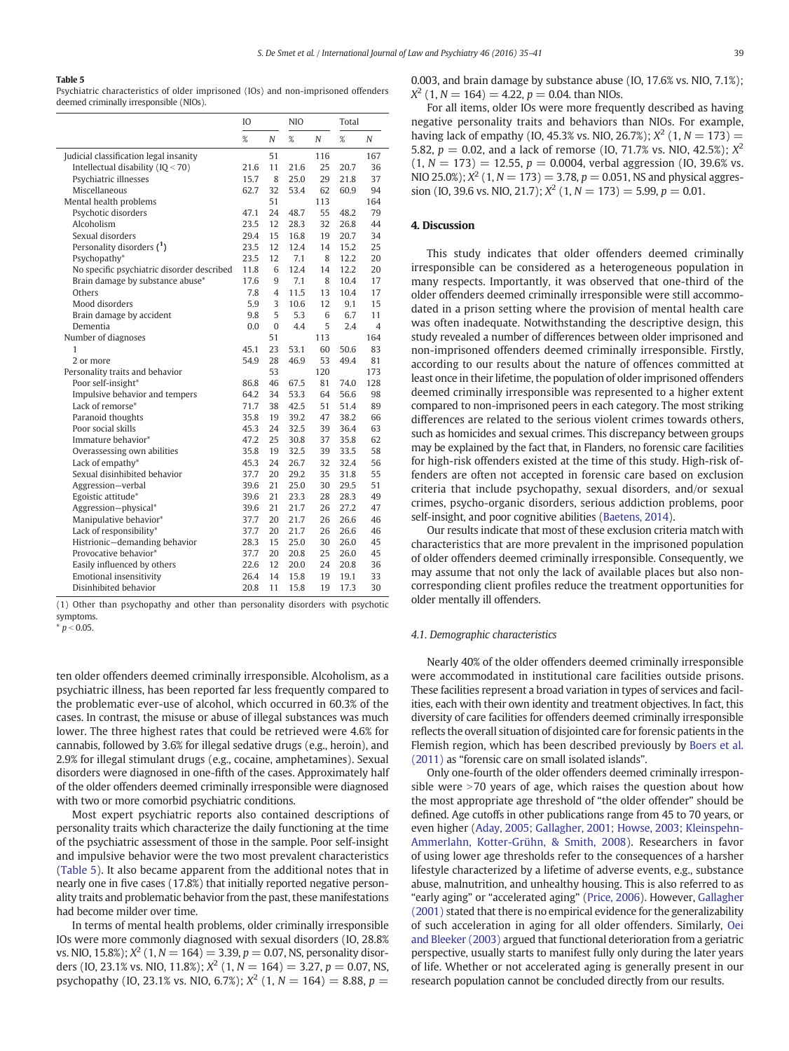**Table 5**
Psychiatric characteristics of older imprisoned (IOs) and non-imprisoned offenders deemed criminally irresponsible (NIOs).

| | IO | | NIO | | Total | |
|---|---|---|---|---|---|---|
| | % | N | % | N | % | N |
| Judicial classification legal insanity | | 51 | | 116 | | 167 |
| Intellectual disability (IQ < 70) | 21.6 | 11 | 21.6 | 25 | 20.7 | 36 |
| Psychiatric illnesses | 15.7 | 8 | 25.0 | 29 | 21.8 | 37 |
| Miscellaneous | 62.7 | 32 | 53.4 | 62 | 60.9 | 94 |
| Mental health problems | | 51 | | 113 | | 164 |
| Psychotic disorders | 47.1 | 24 | 48.7 | 55 | 48.2 | 79 |
| Alcoholism | 23.5 | 12 | 28.3 | 32 | 26.8 | 44 |
| Sexual disorders | 29.4 | 15 | 16.8 | 19 | 20.7 | 34 |
| Personality disorders (1) | 23.5 | 12 | 12.4 | 14 | 15.2 | 25 |
| Psychopathy* | 23.5 | 12 | 7.1 | 8 | 12.2 | 20 |
| No specific psychiatric disorder described | 11.8 | 6 | 12.4 | 14 | 12.2 | 20 |
| Brain damage by substance abuse* | 17.6 | 9 | 7.1 | 8 | 10.4 | 17 |
| Others | 7.8 | 4 | 11.5 | 13 | 10.4 | 17 |
| Mood disorders | 5.9 | 3 | 10.6 | 12 | 9.1 | 15 |
| Brain damage by accident | 9.8 | 5 | 5.3 | 6 | 6.7 | 11 |
| Dementia | 0.0 | 0 | 4.4 | 5 | 2.4 | 4 |
| Number of diagnoses | | 51 | | 113 | | 164 |
| 1 | 45.1 | 23 | 53.1 | 60 | 50.6 | 83 |
| 2 or more | 54.9 | 28 | 46.9 | 53 | 49.4 | 81 |
| Personality traits and behavior | | 53 | | 120 | | 173 |
| Poor self-insight* | 86.8 | 46 | 67.5 | 81 | 74.0 | 128 |
| Impulsive behavior and tempers | 64.2 | 34 | 53.3 | 64 | 56.6 | 98 |
| Lack of remorse* | 71.7 | 38 | 42.5 | 51 | 51.4 | 89 |
| Paranoid thoughts | 35.8 | 19 | 39.2 | 47 | 38.2 | 66 |
| Poor social skills | 45.3 | 24 | 32.5 | 39 | 36.4 | 63 |
| Immature behavior* | 47.2 | 25 | 30.8 | 37 | 35.8 | 62 |
| Overassessing own abilities | 35.8 | 19 | 32.5 | 39 | 33.5 | 58 |
| Lack of empathy* | 45.3 | 24 | 26.7 | 32 | 32.4 | 56 |
| Sexual disinhibited behavior | 37.7 | 20 | 29.2 | 35 | 31.8 | 55 |
| Aggression—verbal | 39.6 | 21 | 25.0 | 30 | 29.5 | 51 |
| Egoistic attitude* | 39.6 | 21 | 23.3 | 28 | 28.3 | 49 |
| Aggression—physical* | 39.6 | 21 | 21.7 | 26 | 27.2 | 47 |
| Manipulative behavior* | 37.7 | 20 | 21.7 | 26 | 26.6 | 46 |
| Lack of responsibility* | 37.7 | 20 | 21.7 | 26 | 26.6 | 46 |
| Histrionic—demanding behavior | 28.3 | 15 | 25.0 | 30 | 26.0 | 45 |
| Provocative behavior* | 37.7 | 20 | 20.8 | 25 | 26.0 | 45 |
| Easily influenced by others | 22.6 | 12 | 20.0 | 24 | 20.8 | 36 |
| Emotional insensitivity | 26.4 | 14 | 15.8 | 19 | 19.1 | 33 |
| Disinhibited behavior | 20.8 | 11 | 15.8 | 19 | 17.3 | 30 |

(1) Other than psychopathy and other than personality disorders with psychotic symptoms.
* $p < 0.05$.

ten older offenders deemed criminally irresponsible. Alcoholism, as a psychiatric illness, has been reported far less frequently compared to the problematic ever-use of alcohol, which occurred in 60.3% of the cases. In contrast, the misuse or abuse of illegal substances was much lower. The three highest rates that could be retrieved were 4.6% for cannabis, followed by 3.6% for illegal sedative drugs (e.g., heroin), and 2.9% for illegal stimulant drugs (e.g., cocaine, amphetamines). Sexual disorders were diagnosed in one-fifth of the cases. Approximately half of the older offenders deemed criminally irresponsible were diagnosed with two or more comorbid psychiatric conditions.

Most expert psychiatric reports also contained descriptions of personality traits which characterize the daily functioning at the time of the psychiatric assessment of those in the sample. Poor self-insight and impulsive behavior were the two most prevalent characteristics (Table 5). It also became apparent from the additional notes that in nearly one in five cases (17.8%) that initially reported negative personality traits and problematic behavior from the past, these manifestations had become milder over time.

In terms of mental health problems, older criminally irresponsible IOs were more commonly diagnosed with sexual disorders (IO, 28.8% vs. NIO, 15.8%); $X^2$ (1, $N = 164$) = 3.39, $p = 0.07$, NS, personality disorders (IO, 23.1% vs. NIO, 11.8%); $X^2$ (1, $N = 164$) = 3.27, $p = 0.07$, NS, psychopathy (IO, 23.1% vs. NIO, 6.7%); $X^2$ (1, $N = 164$) = 8.88, $p = 0.003$, and brain damage by substance abuse (IO, 17.6% vs. NIO, 7.1%); $X^2$ (1, $N = 164$) = 4.22, $p = 0.04$. than NIOs.

For all items, older IOs were more frequently described as having negative personality traits and behaviors than NIOs. For example, having lack of empathy (IO, 45.3% vs. NIO, 26.7%); $X^2$ (1, $N = 173$) = 5.82, $p = 0.02$, and a lack of remorse (IO, 71.7% vs. NIO, 42.5%); $X^2$ (1, $N = 173$) = 12.55, $p = 0.0004$, verbal aggression (IO, 39.6% vs. NIO 25.0%); $X^2$ (1, $N = 173$) = 3.78, $p = 0.051$, NS and physical aggression (IO, 39.6 vs. NIO, 21.7); $X^2$ (1, $N = 173$) = 5.99, $p = 0.01$.

## 4. Discussion

This study indicates that older offenders deemed criminally irresponsible can be considered as a heterogeneous population in many respects. Importantly, it was observed that one-third of the older offenders deemed criminally irresponsible were still accommodated in a prison setting where the provision of mental health care was often inadequate. Notwithstanding the descriptive design, this study revealed a number of differences between older imprisoned and non-imprisoned offenders deemed criminally irresponsible. Firstly, according to our results about the nature of offences committed at least once in their lifetime, the population of older imprisoned offenders deemed criminally irresponsible was represented to a higher extent compared to non-imprisoned peers in each category. The most striking differences are related to the serious violent crimes towards others, such as homicides and sexual crimes. This discrepancy between groups may be explained by the fact that, in Flanders, no forensic care facilities for high-risk offenders existed at the time of this study. High-risk offenders are often not accepted in forensic care based on exclusion criteria that include psychopathy, sexual disorders, and/or sexual crimes, psycho-organic disorders, serious addiction problems, poor self-insight, and poor cognitive abilities (Baetens, 2014).

Our results indicate that most of these exclusion criteria match with characteristics that are more prevalent in the imprisoned population of older offenders deemed criminally irresponsible. Consequently, we may assume that not only the lack of available places but also non-corresponding client profiles reduce the treatment opportunities for older mentally ill offenders.

### 4.1. Demographic characteristics

Nearly 40% of the older offenders deemed criminally irresponsible were accommodated in institutional care facilities outside prisons. These facilities represent a broad variation in types of services and facilities, each with their own identity and treatment objectives. In fact, this diversity of care facilities for offenders deemed criminally irresponsible reflects the overall situation of disjointed care for forensic patients in the Flemish region, which has been described previously by Boers et al. (2011) as "forensic care on small isolated islands".

Only one-fourth of the older offenders deemed criminally irresponsible were >70 years of age, which raises the question about how the most appropriate age threshold of "the older offender" should be defined. Age cutoffs in other publications range from 45 to 70 years, or even higher (Aday, 2005; Gallagher, 2001; Howse, 2003; Kleinspehn-Ammerlahn, Kotter-Grühn, & Smith, 2008). Researchers in favor of using lower age thresholds refer to the consequences of a harsher lifestyle characterized by a lifetime of adverse events, e.g., substance abuse, malnutrition, and unhealthy housing. This is also referred to as "early aging" or "accelerated aging" (Price, 2006). However, Gallagher (2001) stated that there is no empirical evidence for the generalizability of such acceleration in aging for all older offenders. Similarly, Oei and Bleeker (2003) argued that functional deterioration from a geriatric perspective, usually starts to manifest fully only during the later years of life. Whether or not accelerated aging is generally present in our research population cannot be concluded directly from our results.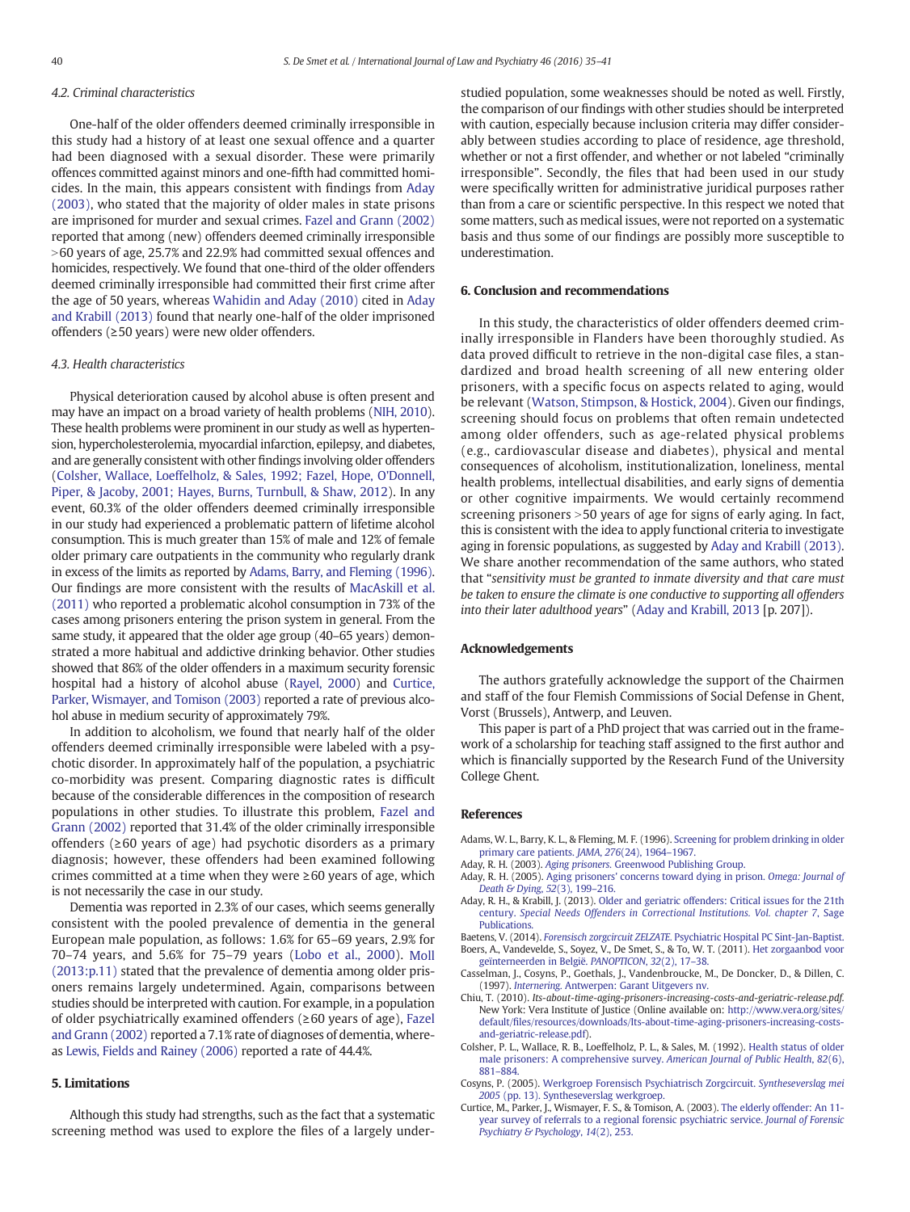### 4.2. Criminal characteristics

One-half of the older offenders deemed criminally irresponsible in this study had a history of at least one sexual offence and a quarter had been diagnosed with a sexual disorder. These were primarily offences committed against minors and one-fifth had committed homicides. In the main, this appears consistent with findings from Aday (2003), who stated that the majority of older males in state prisons are imprisoned for murder and sexual crimes. Fazel and Grann (2002) reported that among (new) offenders deemed criminally irresponsible >60 years of age, 25.7% and 22.9% had committed sexual offences and homicides, respectively. We found that one-third of the older offenders deemed criminally irresponsible had committed their first crime after the age of 50 years, whereas Wahidin and Aday (2010) cited in Aday and Krabill (2013) found that nearly one-half of the older imprisoned offenders (≥50 years) were new older offenders.

### 4.3. Health characteristics

Physical deterioration caused by alcohol abuse is often present and may have an impact on a broad variety of health problems (NIH, 2010). These health problems were prominent in our study as well as hypertension, hypercholesterolemia, myocardial infarction, epilepsy, and diabetes, and are generally consistent with other findings involving older offenders (Colsher, Wallace, Loeffelholz, & Sales, 1992; Fazel, Hope, O'Donnell, Piper, & Jacoby, 2001; Hayes, Burns, Turnbull, & Shaw, 2012). In any event, 60.3% of the older offenders deemed criminally irresponsible in our study had experienced a problematic pattern of lifetime alcohol consumption. This is much greater than 15% of male and 12% of female older primary care outpatients in the community who regularly drank in excess of the limits as reported by Adams, Barry, and Fleming (1996). Our findings are more consistent with the results of MacAskill et al. (2011) who reported a problematic alcohol consumption in 73% of the cases among prisoners entering the prison system in general. From the same study, it appeared that the older age group (40–65 years) demonstrated a more habitual and addictive drinking behavior. Other studies showed that 86% of the older offenders in a maximum security forensic hospital had a history of alcohol abuse (Rayel, 2000) and Curtice, Parker, Wismayer, and Tomison (2003) reported a rate of previous alcohol abuse in medium security of approximately 79%.

In addition to alcoholism, we found that nearly half of the older offenders deemed criminally irresponsible were labeled with a psychotic disorder. In approximately half of the population, a psychiatric co-morbidity was present. Comparing diagnostic rates is difficult because of the considerable differences in the composition of research populations in other studies. To illustrate this problem, Fazel and Grann (2002) reported that 31.4% of the older criminally irresponsible offenders (≥60 years of age) had psychotic disorders as a primary diagnosis; however, these offenders had been examined following crimes committed at a time when they were ≥60 years of age, which is not necessarily the case in our study.

Dementia was reported in 2.3% of our cases, which seems generally consistent with the pooled prevalence of dementia in the general European male population, as follows: 1.6% for 65–69 years, 2.9% for 70–74 years, and 5.6% for 75–79 years (Lobo et al., 2000). Moll (2013:p.11) stated that the prevalence of dementia among older prisoners remains largely undetermined. Again, comparisons between studies should be interpreted with caution. For example, in a population of older psychiatrically examined offenders (≥60 years of age), Fazel and Grann (2002) reported a 7.1% rate of diagnoses of dementia, whereas Lewis, Fields and Rainey (2006) reported a rate of 44.4%.

## 5. Limitations

Although this study had strengths, such as the fact that a systematic screening method was used to explore the files of a largely understudied population, some weaknesses should be noted as well. Firstly, the comparison of our findings with other studies should be interpreted with caution, especially because inclusion criteria may differ considerably between studies according to place of residence, age threshold, whether or not a first offender, and whether or not labeled "criminally irresponsible". Secondly, the files that had been used in our study were specifically written for administrative juridical purposes rather than from a care or scientific perspective. In this respect we noted that some matters, such as medical issues, were not reported on a systematic basis and thus some of our findings are possibly more susceptible to underestimation.

## 6. Conclusion and recommendations

In this study, the characteristics of older offenders deemed criminally irresponsible in Flanders have been thoroughly studied. As data proved difficult to retrieve in the non-digital case files, a standardized and broad health screening of all new entering older prisoners, with a specific focus on aspects related to aging, would be relevant (Watson, Stimpson, & Hostick, 2004). Given our findings, screening should focus on problems that often remain undetected among older offenders, such as age-related physical problems (e.g., cardiovascular disease and diabetes), physical and mental consequences of alcoholism, institutionalization, loneliness, mental health problems, intellectual disabilities, and early signs of dementia or other cognitive impairments. We would certainly recommend screening prisoners >50 years of age for signs of early aging. In fact, this is consistent with the idea to apply functional criteria to investigate aging in forensic populations, as suggested by Aday and Krabill (2013). We share another recommendation of the same authors, who stated that "*sensitivity must be granted to inmate diversity and that care must be taken to ensure the climate is one conductive to supporting all offenders into their later adulthood years*" (Aday and Krabill, 2013 [p. 207]).

## Acknowledgements

The authors gratefully acknowledge the support of the Chairmen and staff of the four Flemish Commissions of Social Defense in Ghent, Vorst (Brussels), Antwerp, and Leuven.

This paper is part of a PhD project that was carried out in the framework of a scholarship for teaching staff assigned to the first author and which is financially supported by the Research Fund of the University College Ghent.

## References

Adams, W. L., Barry, K. L., & Fleming, M. F. (1996). Screening for problem drinking in older primary care patients. *JAMA*, *276*(24), 1964–1967.

Aday, R. H. (2003). *Aging prisoners*. Greenwood Publishing Group.

Aday, R. H. (2005). Aging prisoners' concerns toward dying in prison. *Omega: Journal of Death & Dying*, *52*(3), 199–216.

Aday, R. H., & Krabill, J. (2013). Older and geriatric offenders: Critical issues for the 21th century. *Special Needs Offenders in Correctional Institutions. Vol. chapter 7*, Sage Publications.

Baetens, V. (2014). *Forensisch zorgcircuit ZELZATE*. Psychiatric Hospital PC Sint-Jan-Baptist.

Boers, A., Vandevelde, S., Soyez, V., De Smet, S., & To, W. T. (2011). Het zorgaanbod voor geïnterneerden in België. *PANOPTICON*, *32*(2), 17–38.

Casselman, J., Cosyns, P., Goethals, J., Vandenbroucke, M., De Doncker, D., & Dillen, C. (1997). *Internering*. Antwerpen: Garant Uitgevers nv.

Chiu, T. (2010). *Its-about-time-aging-prisoners-increasing-costs-and-geriatric-release.pdf*. New York: Vera Institute of Justice (Online available on: http://www.vera.org/sites/default/files/resources/downloads/Its-about-time-aging-prisoners-increasing-costs-and-geriatric-release.pdf).

Colsher, P. L., Wallace, R. B., Loeffelholz, P. L., & Sales, M. (1992). Health status of older male prisoners: A comprehensive survey. *American Journal of Public Health*, *82*(6), 881–884.

Cosyns, P. (2005). Werkgroep Forensisch Psychiatrisch Zorgcircuit. *Syntheseverslag mei 2005* (pp. 13). Syntheseverslag werkgroep.

Curtice, M., Parker, J., Wismayer, F. S., & Tomison, A. (2003). The elderly offender: An 11-year survey of referrals to a regional forensic psychiatric service. *Journal of Forensic Psychiatry & Psychology*, *14*(2), 253.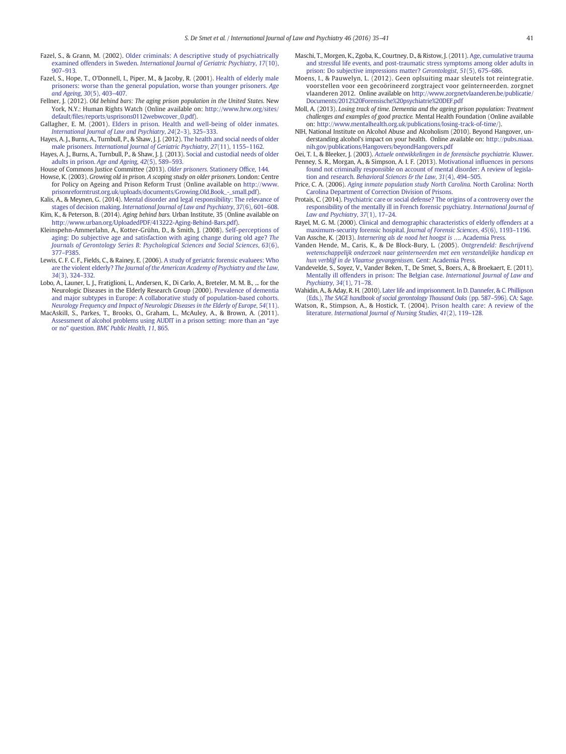Fazel, S., & Grann, M. (2002). Older criminals: A descriptive study of psychiatrically examined offenders in Sweden. *International Journal of Geriatric Psychiatry*, *17*(10), 907–913.

Fazel, S., Hope, T., O'Donnell, I., Piper, M., & Jacoby, R. (2001). Health of elderly male prisoners: worse than the general population, worse than younger prisoners. *Age and Ageing*, *30*(5), 403–407.

Fellner, J. (2012). *Old behind bars: The aging prison population in the United States.* New York, N.Y.: Human Rights Watch (Online available on: http://www.hrw.org/sites/default/files/reports/usprisons0112webwcover_0.pdf).

Gallagher, E. M. (2001). Elders in prison. Health and well-being of older inmates. *International Journal of Law and Psychiatry*, *24*(2–3), 325–333.

Hayes, A. J., Burns, A., Turnbull, P., & Shaw, J. J. (2012). The health and social needs of older male prisoners. *International Journal of Geriatric Psychiatry*, *27*(11), 1155–1162.

Hayes, A. J., Burns, A., Turnbull, P., & Shaw, J. J. (2013). Social and custodial needs of older adults in prison. *Age and Ageing*, *42*(5), 589–593.

House of Commons Justice Committee (2013). *Older prisoners.* Stationery Office, 144.

Howse, K. (2003). *Growing old in prison. A scoping study on older prisoners.* London: Centre for Policy on Ageing and Prison Reform Trust (Online available on http://www.prisonreformtrust.org.uk/uploads/documents/Growing.Old.Book_-_small.pdf).

Kalis, A., & Meynen, G. (2014). Mental disorder and legal responsibility: The relevance of stages of decision making. *International Journal of Law and Psychiatry*, *37*(6), 601–608.

Kim, K., & Peterson, B. (2014). *Aging behind bars.* Urban Institute, 35 (Online available on http://www.urban.org/UploadedPDF/413222-Aging-Behind-Bars.pdf).

Kleinspehn-Ammerlahn, A., Kotter-Grühn, D., & Smith, J. (2008). Self-perceptions of aging: Do subjective age and satisfaction with aging change during old age? *The Journals of Gerontology Series B: Psychological Sciences and Social Sciences*, *63*(6), 377–P385.

Lewis, C. F. C. F., Fields, C., & Rainey, E. (2006). A study of geriatric forensic evaluees: Who are the violent elderly? *The Journal of the American Academy of Psychiatry and the Law*, *34*(3), 324–332.

Lobo, A., Launer, L. J., Fratiglioni, L., Andersen, K., Di Carlo, A., Breteler, M. M. B., ... for the Neurologic Diseases in the Elderly Research Group (2000). Prevalence of dementia and major subtypes in Europe: A collaborative study of population-based cohorts. *Neurology Frequency and Impact of Neurologic Diseases in the Elderly of Europe*, *54*(11).

MacAskill, S., Parkes, T., Brooks, O., Graham, L., McAuley, A., & Brown, A. (2011). Assessment of alcohol problems using AUDIT in a prison setting: more than an "aye or no" question. *BMC Public Health*, *11*, 865.

Maschi, T., Morgen, K., Zgoba, K., Courtney, D., & Ristow, J. (2011). Age, cumulative trauma and stressful life events, and post-traumatic stress symptoms among older adults in prison: Do subjective impressions matter? *Gerontologist*, *51*(5), 675–686.

Moens, I., & Pauwelyn, L. (2012). Geen oplsuiting maar sleutels tot reintegratie. voorstellen voor een gecoörineerd zorgtraject voor geïnterneerden. zorgnet vlaanderen 2012. Online available on http://www.zorgnetvlaanderen.be/publicatie/Documents/2012%20Forensische%20psychiatrie%20DEF.pdf

Moll, A. (2013). *Losing track of time. Dementia and the ageing prison population: Treatment challenges and examples of good practice.* Mental Health Foundation (Online available on: http://www.mentalhealth.org.uk/publications/losing-track-of-time/).

NIH, National Institute on Alcohol Abuse and Alcoholism (2010). Beyond Hangover, understanding alcohol's impact on your health. Online available on: http://pubs.niaaa.nih.gov/publications/Hangovers/beyondHangovers.pdf

Oei, T. I., & Bleeker, J. (2003). *Actuele ontwikkelingen in de forensische psychiatrie.* Kluwer.

Penney, S. R., Morgan, A., & Simpson, A. I. F. (2013). Motivational influences in persons found not criminally responsible on account of mental disorder: A review of legislation and research. *Behavioral Sciences & the Law*, *31*(4), 494–505.

Price, C. A. (2006). *Aging inmate population study North Carolina.* North Carolina: North Carolina Department of Correction Division of Prisons.

Protais, C. (2014). Psychiatric care or social defense? The origins of a controversy over the responsibility of the mentally ill in French forensic psychiatry. *International Journal of Law and Psychiatry*, *37*(1), 17–24.

Rayel, M. G. M. (2000). Clinical and demographic characteristics of elderly offenders at a maximum-security forensic hospital. *Journal of Forensic Sciences*, *45*(6), 1193–1196.

Van Assche, K. (2013). *Internering als de nood het hoogst is ....* Academia Press.

Vanden Hende, M., Caris, K., & De Block-Bury, L. (2005). *Ontgrendeld: Beschrijvend wetenschappelijk onderzoek naar geïnterneerden met een verstandelijke handicap en hun verblijf in de Vlaamse gevangenissen.* Gent: Academia Press.

Vandevelde, S., Soyez, V., Vander Beken, T., De Smet, S., Boers, A., & Broekaert, E. (2011). Mentally ill offenders in prison: The Belgian case. *International Journal of Law and Psychiatry*, *34*(1), 71–78.

Wahidin, A., & Aday, R. H. (2010). Later life and imprisonment. In D. Dannefer, & C. Phillipson (Eds.), *The SAGE handbook of social gerontology Thousand Oaks* (pp. 587–596). CA: Sage.

Watson, R., Stimpson, A., & Hostick, T. (2004). Prison health care: A review of the literature. *International Journal of Nursing Studies*, *41*(2), 119–128.